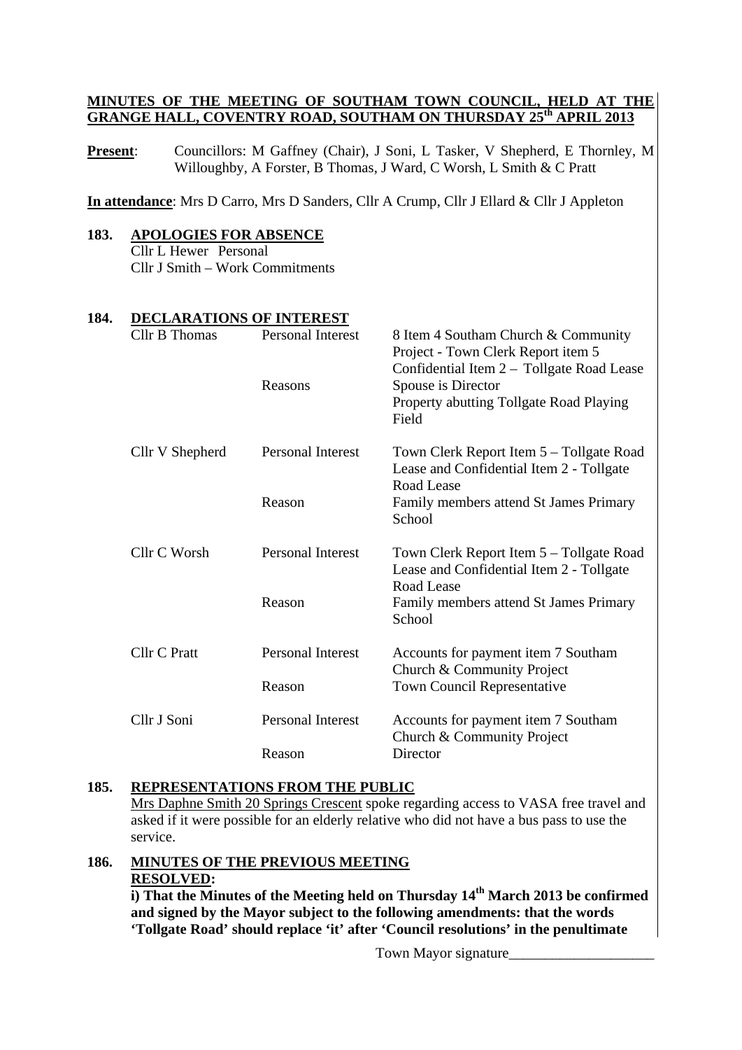**MINUTES OF THE MEETING OF SOUTHAM TOWN COUNCIL, HELD AT THE GRANGE HALL, COVENTRY ROAD, SOUTHAM ON THURSDAY 25th APRIL 2013**

**Present**: Councillors: M Gaffney (Chair), J Soni, L Tasker, V Shepherd, E Thornley, M Willoughby, A Forster, B Thomas, J Ward, C Worsh, L Smith & C Pratt

**In attendance**: Mrs D Carro, Mrs D Sanders, Cllr A Crump, Cllr J Ellard & Cllr J Appleton

**183. APOLOGIES FOR ABSENCE**

Cllr L Hewer Personal
Cllr J Smith – Work Commitments

**184. DECLARATIONS OF INTEREST**

| | | |
|---|---|---|
| Cllr B Thomas | Personal Interest | 8 Item 4 Southam Church & Community Project - Town Clerk Report item 5 Confidential Item 2 – Tollgate Road Lease |
| | Reasons | Spouse is Director<br>Property abutting Tollgate Road Playing Field |
| Cllr V Shepherd | Personal Interest | Town Clerk Report Item 5 – Tollgate Road Lease and Confidential Item 2 - Tollgate Road Lease |
| | Reason | Family members attend St James Primary School |
| Cllr C Worsh | Personal Interest | Town Clerk Report Item 5 – Tollgate Road Lease and Confidential Item 2 - Tollgate Road Lease |
| | Reason | Family members attend St James Primary School |
| Cllr C Pratt | Personal Interest | Accounts for payment item 7 Southam Church & Community Project |
| | Reason | Town Council Representative |
| Cllr J Soni | Personal Interest | Accounts for payment item 7 Southam Church & Community Project |
| | Reason | Director |

**185. REPRESENTATIONS FROM THE PUBLIC**

Mrs Daphne Smith 20 Springs Crescent spoke regarding access to VASA free travel and asked if it were possible for an elderly relative who did not have a bus pass to use the service.

**186. MINUTES OF THE PREVIOUS MEETING**

**RESOLVED:**

**i) That the Minutes of the Meeting held on Thursday 14th March 2013 be confirmed and signed by the Mayor subject to the following amendments: that the words 'Tollgate Road' should replace 'it' after 'Council resolutions' in the penultimate**

Town Mayor signature____________________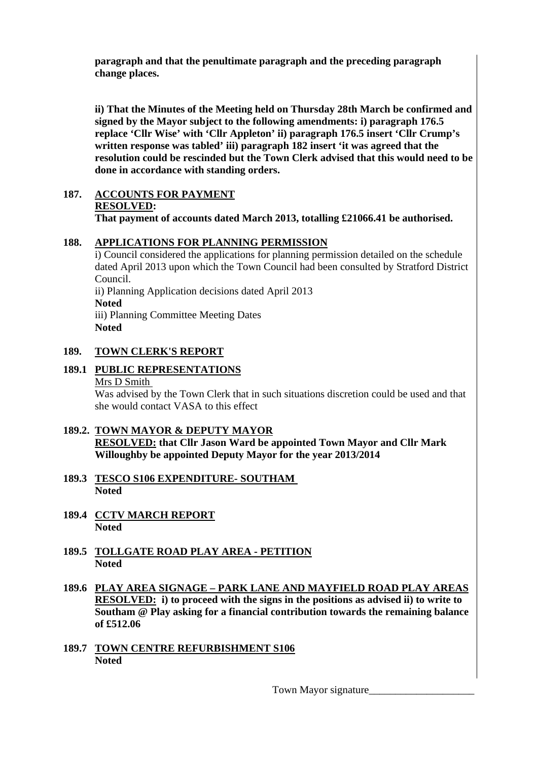**paragraph and that the penultimate paragraph and the preceding paragraph change places.**

**ii) That the Minutes of the Meeting held on Thursday 28th March be confirmed and signed by the Mayor subject to the following amendments: i) paragraph 176.5 replace 'Cllr Wise' with 'Cllr Appleton' ii) paragraph 176.5 insert 'Cllr Crump's written response was tabled' iii) paragraph 182 insert 'it was agreed that the resolution could be rescinded but the Town Clerk advised that this would need to be done in accordance with standing orders.**

**187. ACCOUNTS FOR PAYMENT**

**RESOLVED:**
**That payment of accounts dated March 2013, totalling £21066.41 be authorised.**

**188. APPLICATIONS FOR PLANNING PERMISSION**

i) Council considered the applications for planning permission detailed on the schedule dated April 2013 upon which the Town Council had been consulted by Stratford District Council.

ii) Planning Application decisions dated April 2013
**Noted**

iii) Planning Committee Meeting Dates
**Noted**

**189. TOWN CLERK'S REPORT**

**189.1 PUBLIC REPRESENTATIONS**

Mrs D Smith

Was advised by the Town Clerk that in such situations discretion could be used and that she would contact VASA to this effect

**189.2. TOWN MAYOR & DEPUTY MAYOR**

**RESOLVED: that Cllr Jason Ward be appointed Town Mayor and Cllr Mark Willoughby be appointed Deputy Mayor for the year 2013/2014**

**189.3 TESCO S106 EXPENDITURE- SOUTHAM**

**Noted**

**189.4 CCTV MARCH REPORT**

**Noted**

**189.5 TOLLGATE ROAD PLAY AREA - PETITION**

**Noted**

**189.6 PLAY AREA SIGNAGE – PARK LANE AND MAYFIELD ROAD PLAY AREAS**

**RESOLVED: i) to proceed with the signs in the positions as advised ii) to write to Southam @ Play asking for a financial contribution towards the remaining balance of £512.06**

**189.7 TOWN CENTRE REFURBISHMENT S106**

**Noted**

Town Mayor signature____________________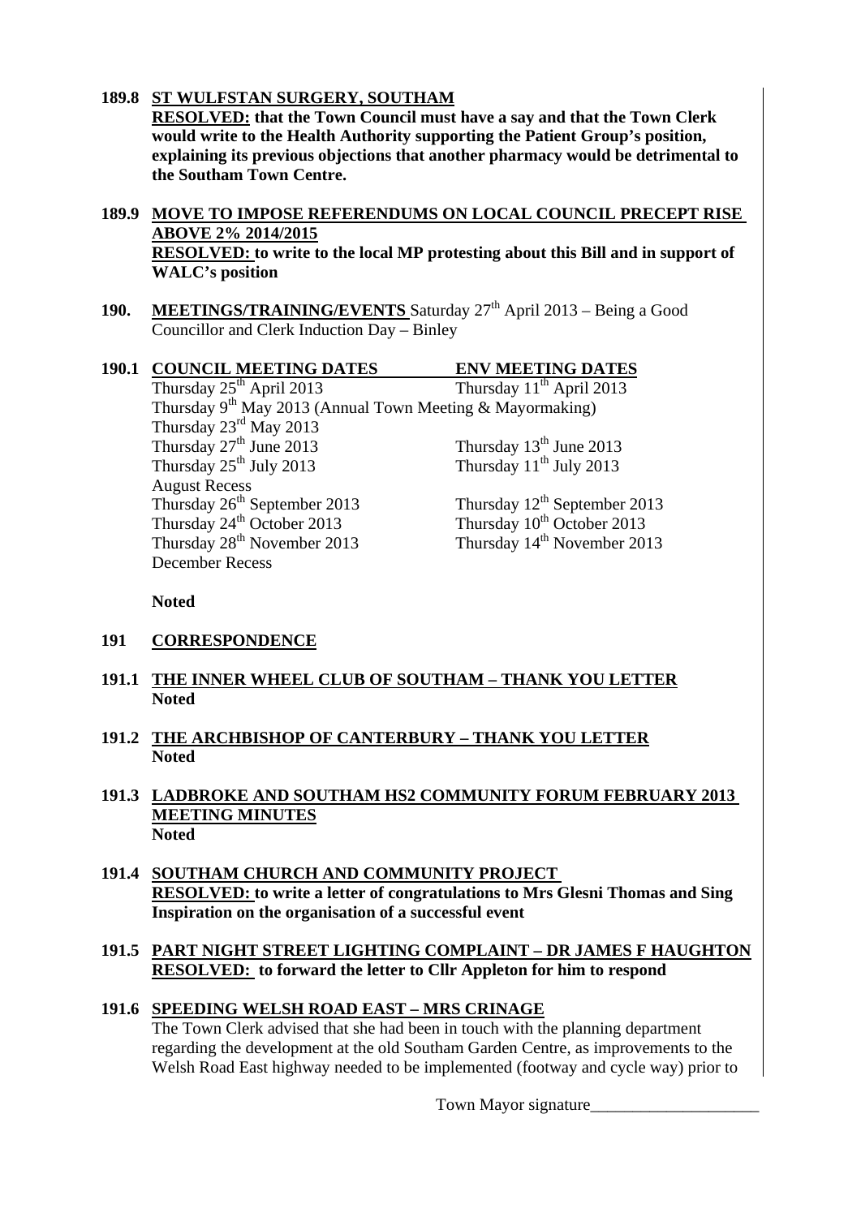**189.8 ST WULFSTAN SURGERY, SOUTHAM**

**RESOLVED: that the Town Council must have a say and that the Town Clerk would write to the Health Authority supporting the Patient Group's position, explaining its previous objections that another pharmacy would be detrimental to the Southam Town Centre.**

**189.9 MOVE TO IMPOSE REFERENDUMS ON LOCAL COUNCIL PRECEPT RISE ABOVE 2% 2014/2015**

**RESOLVED: to write to the local MP protesting about this Bill and in support of WALC's position**

**190. MEETINGS/TRAINING/EVENTS** Saturday 27th April 2013 – Being a Good Councillor and Clerk Induction Day – Binley

**190.1**

| COUNCIL MEETING DATES | ENV MEETING DATES |
|---|---|
| Thursday 25th April 2013 | Thursday 11th April 2013 |
| Thursday 9th May 2013 (Annual Town Meeting & Mayormaking) | |
| Thursday 23rd May 2013 | |
| Thursday 27th June 2013 | Thursday 13th June 2013 |
| Thursday 25th July 2013 | Thursday 11th July 2013 |
| August Recess | |
| Thursday 26th September 2013 | Thursday 12th September 2013 |
| Thursday 24th October 2013 | Thursday 10th October 2013 |
| Thursday 28th November 2013 | Thursday 14th November 2013 |
| December Recess | |

**Noted**

**191 CORRESPONDENCE**

**191.1 THE INNER WHEEL CLUB OF SOUTHAM – THANK YOU LETTER**

**Noted**

**191.2 THE ARCHBISHOP OF CANTERBURY – THANK YOU LETTER**

**Noted**

**191.3 LADBROKE AND SOUTHAM HS2 COMMUNITY FORUM FEBRUARY 2013 MEETING MINUTES**

**Noted**

**191.4 SOUTHAM CHURCH AND COMMUNITY PROJECT**

**RESOLVED: to write a letter of congratulations to Mrs Glesni Thomas and Sing Inspiration on the organisation of a successful event**

**191.5 PART NIGHT STREET LIGHTING COMPLAINT – DR JAMES F HAUGHTON**

**RESOLVED: to forward the letter to Cllr Appleton for him to respond**

**191.6 SPEEDING WELSH ROAD EAST – MRS CRINAGE**

The Town Clerk advised that she had been in touch with the planning department regarding the development at the old Southam Garden Centre, as improvements to the Welsh Road East highway needed to be implemented (footway and cycle way) prior to

Town Mayor signature____________________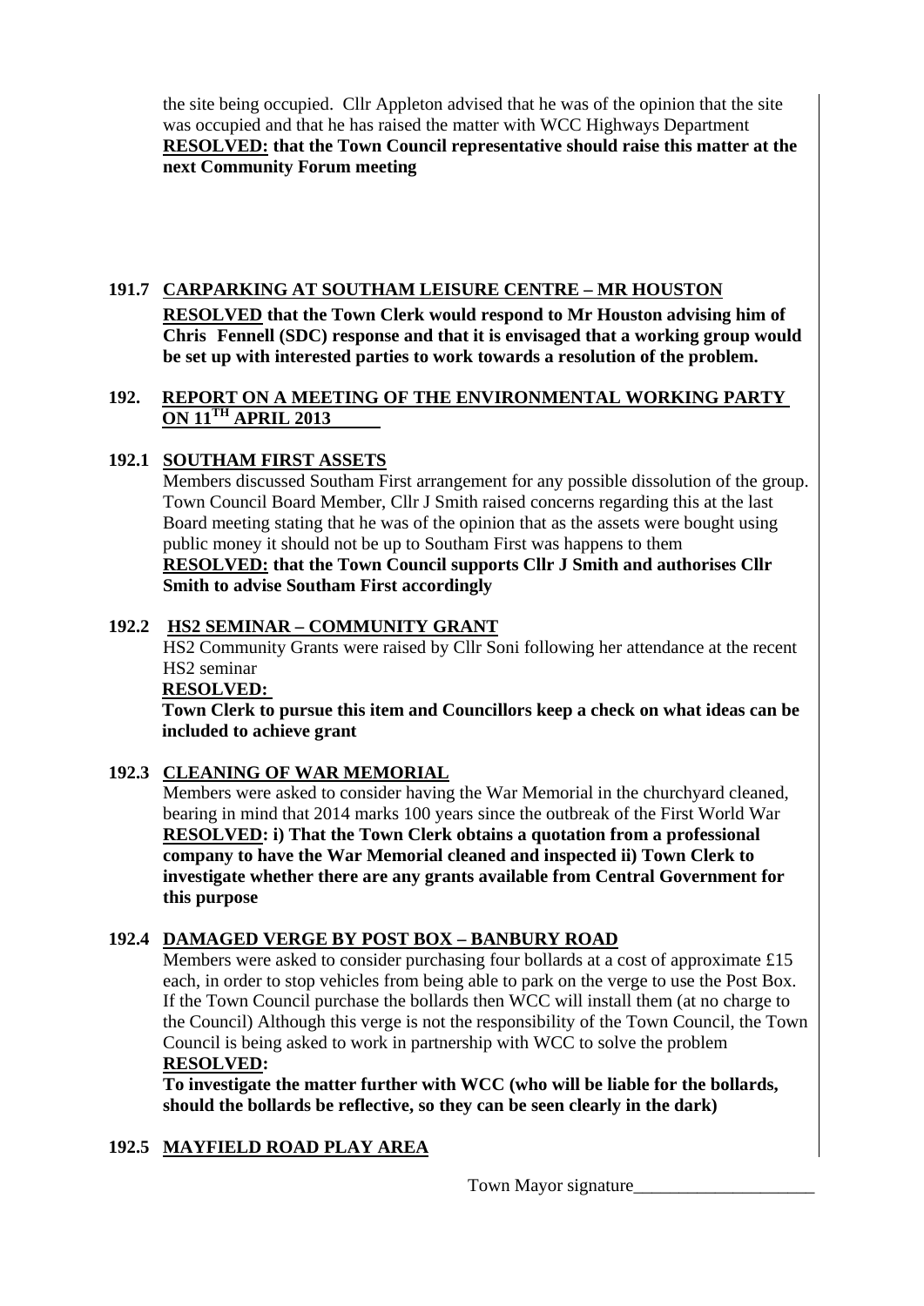the site being occupied. Cllr Appleton advised that he was of the opinion that the site was occupied and that he has raised the matter with WCC Highways Department
**RESOLVED: that the Town Council representative should raise this matter at the next Community Forum meeting**

### 191.7 CARPARKING AT SOUTHAM LEISURE CENTRE – MR HOUSTON

**RESOLVED that the Town Clerk would respond to Mr Houston advising him of Chris Fennell (SDC) response and that it is envisaged that a working group would be set up with interested parties to work towards a resolution of the problem.**

## 192. REPORT ON A MEETING OF THE ENVIRONMENTAL WORKING PARTY ON 11TH APRIL 2013

### 192.1 SOUTHAM FIRST ASSETS

Members discussed Southam First arrangement for any possible dissolution of the group. Town Council Board Member, Cllr J Smith raised concerns regarding this at the last Board meeting stating that he was of the opinion that as the assets were bought using public money it should not be up to Southam First was happens to them
**RESOLVED: that the Town Council supports Cllr J Smith and authorises Cllr Smith to advise Southam First accordingly**

### 192.2 HS2 SEMINAR – COMMUNITY GRANT

HS2 Community Grants were raised by Cllr Soni following her attendance at the recent HS2 seminar
**RESOLVED:**
**Town Clerk to pursue this item and Councillors keep a check on what ideas can be included to achieve grant**

### 192.3 CLEANING OF WAR MEMORIAL

Members were asked to consider having the War Memorial in the churchyard cleaned, bearing in mind that 2014 marks 100 years since the outbreak of the First World War
**RESOLVED: i) That the Town Clerk obtains a quotation from a professional company to have the War Memorial cleaned and inspected ii) Town Clerk to investigate whether there are any grants available from Central Government for this purpose**

### 192.4 DAMAGED VERGE BY POST BOX – BANBURY ROAD

Members were asked to consider purchasing four bollards at a cost of approximate £15 each, in order to stop vehicles from being able to park on the verge to use the Post Box. If the Town Council purchase the bollards then WCC will install them (at no charge to the Council) Although this verge is not the responsibility of the Town Council, the Town Council is being asked to work in partnership with WCC to solve the problem
**RESOLVED:**
**To investigate the matter further with WCC (who will be liable for the bollards, should the bollards be reflective, so they can be seen clearly in the dark)**

### 192.5 MAYFIELD ROAD PLAY AREA

Town Mayor signature____________________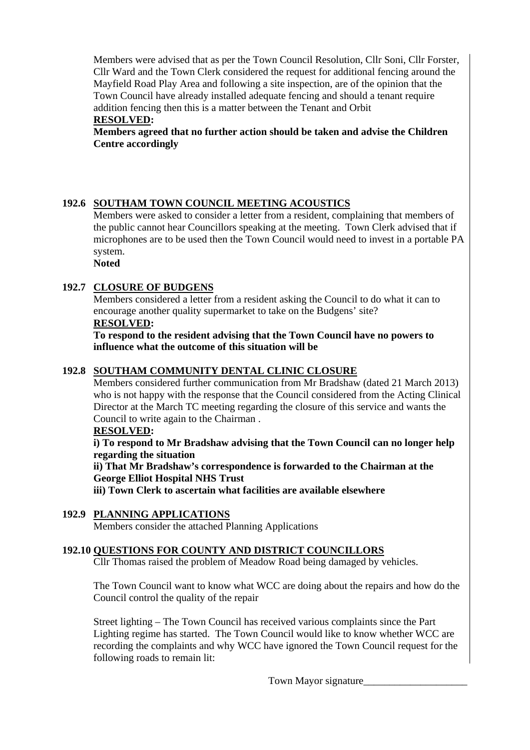Members were advised that as per the Town Council Resolution, Cllr Soni, Cllr Forster, Cllr Ward and the Town Clerk considered the request for additional fencing around the Mayfield Road Play Area and following a site inspection, are of the opinion that the Town Council have already installed adequate fencing and should a tenant require addition fencing then this is a matter between the Tenant and Orbit

**RESOLVED:**

**Members agreed that no further action should be taken and advise the Children Centre accordingly**

## 192.6 SOUTHAM TOWN COUNCIL MEETING ACOUSTICS

Members were asked to consider a letter from a resident, complaining that members of the public cannot hear Councillors speaking at the meeting. Town Clerk advised that if microphones are to be used then the Town Council would need to invest in a portable PA system.

**Noted**

## 192.7 CLOSURE OF BUDGENS

Members considered a letter from a resident asking the Council to do what it can to encourage another quality supermarket to take on the Budgens' site?

**RESOLVED:**

**To respond to the resident advising that the Town Council have no powers to influence what the outcome of this situation will be**

## 192.8 SOUTHAM COMMUNITY DENTAL CLINIC CLOSURE

Members considered further communication from Mr Bradshaw (dated 21 March 2013) who is not happy with the response that the Council considered from the Acting Clinical Director at the March TC meeting regarding the closure of this service and wants the Council to write again to the Chairman .

**RESOLVED:**

**i) To respond to Mr Bradshaw advising that the Town Council can no longer help regarding the situation**

**ii) That Mr Bradshaw's correspondence is forwarded to the Chairman at the George Elliot Hospital NHS Trust**

**iii) Town Clerk to ascertain what facilities are available elsewhere**

## 192.9 PLANNING APPLICATIONS

Members consider the attached Planning Applications

## 192.10 QUESTIONS FOR COUNTY AND DISTRICT COUNCILLORS

Cllr Thomas raised the problem of Meadow Road being damaged by vehicles.

The Town Council want to know what WCC are doing about the repairs and how do the Council control the quality of the repair

Street lighting – The Town Council has received various complaints since the Part Lighting regime has started. The Town Council would like to know whether WCC are recording the complaints and why WCC have ignored the Town Council request for the following roads to remain lit:

Town Mayor signature____________________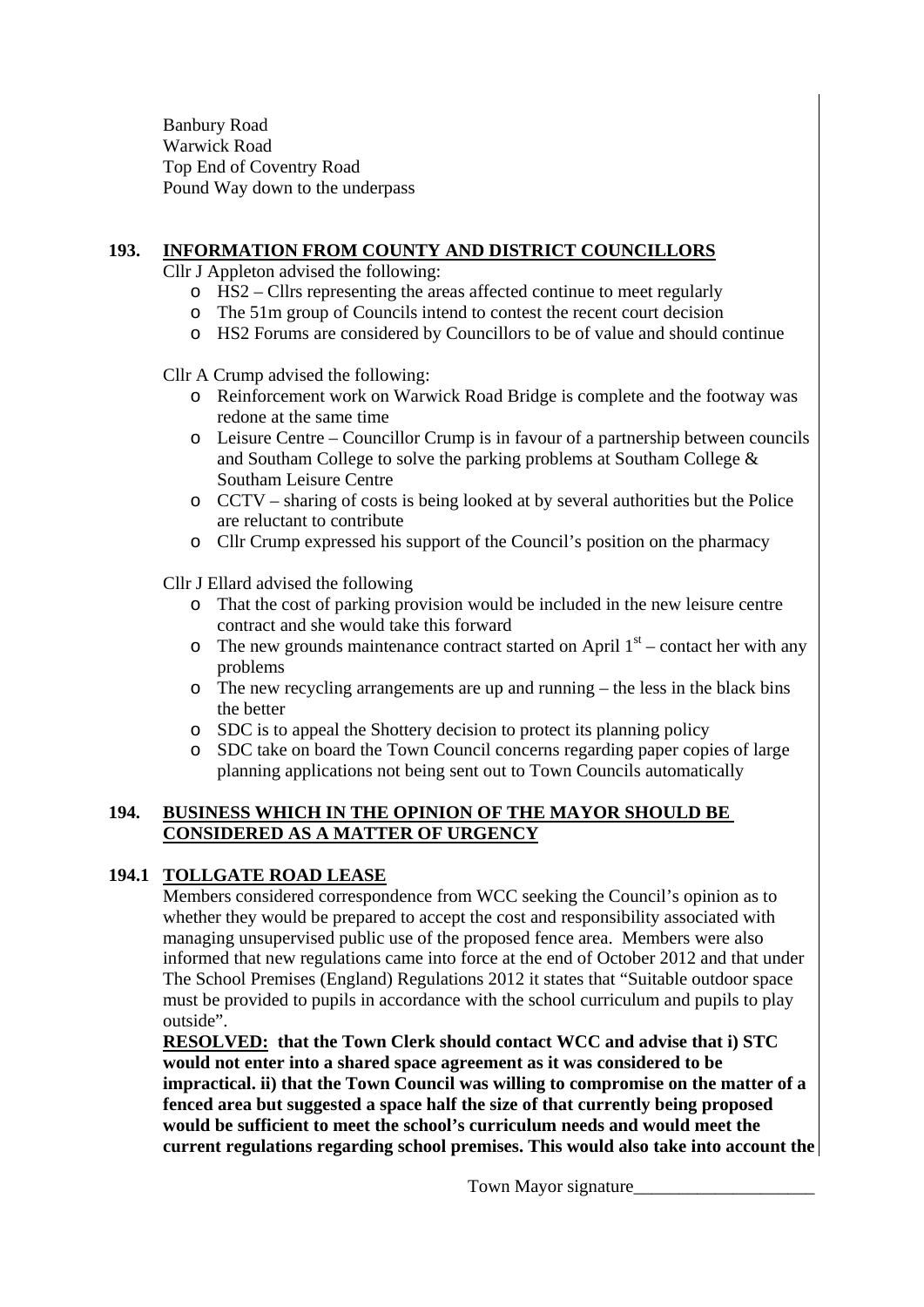Banbury Road
Warwick Road
Top End of Coventry Road
Pound Way down to the underpass

## 193. INFORMATION FROM COUNTY AND DISTRICT COUNCILLORS

Cllr J Appleton advised the following:

- HS2 – Cllrs representing the areas affected continue to meet regularly
- The 51m group of Councils intend to contest the recent court decision
- HS2 Forums are considered by Councillors to be of value and should continue

Cllr A Crump advised the following:

- Reinforcement work on Warwick Road Bridge is complete and the footway was redone at the same time
- Leisure Centre – Councillor Crump is in favour of a partnership between councils and Southam College to solve the parking problems at Southam College & Southam Leisure Centre
- CCTV – sharing of costs is being looked at by several authorities but the Police are reluctant to contribute
- Cllr Crump expressed his support of the Council's position on the pharmacy

Cllr J Ellard advised the following

- That the cost of parking provision would be included in the new leisure centre contract and she would take this forward
- The new grounds maintenance contract started on April 1st – contact her with any problems
- The new recycling arrangements are up and running – the less in the black bins the better
- SDC is to appeal the Shottery decision to protect its planning policy
- SDC take on board the Town Council concerns regarding paper copies of large planning applications not being sent out to Town Councils automatically

## 194. BUSINESS WHICH IN THE OPINION OF THE MAYOR SHOULD BE CONSIDERED AS A MATTER OF URGENCY

### 194.1 TOLLGATE ROAD LEASE

Members considered correspondence from WCC seeking the Council's opinion as to whether they would be prepared to accept the cost and responsibility associated with managing unsupervised public use of the proposed fence area. Members were also informed that new regulations came into force at the end of October 2012 and that under The School Premises (England) Regulations 2012 it states that "Suitable outdoor space must be provided to pupils in accordance with the school curriculum and pupils to play outside".

**RESOLVED: that the Town Clerk should contact WCC and advise that i) STC would not enter into a shared space agreement as it was considered to be impractical. ii) that the Town Council was willing to compromise on the matter of a fenced area but suggested a space half the size of that currently being proposed would be sufficient to meet the school's curriculum needs and would meet the current regulations regarding school premises. This would also take into account the**

Town Mayor signature____________________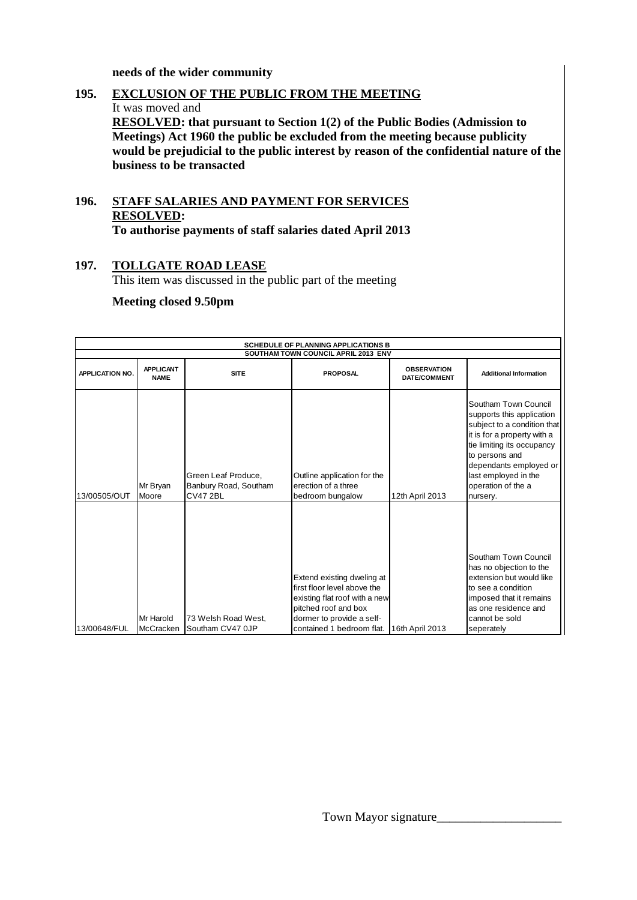**needs of the wider community**

**195. EXCLUSION OF THE PUBLIC FROM THE MEETING**

It was moved and

**RESOLVED: that pursuant to Section 1(2) of the Public Bodies (Admission to Meetings) Act 1960 the public be excluded from the meeting because publicity would be prejudicial to the public interest by reason of the confidential nature of the business to be transacted**

**196. STAFF SALARIES AND PAYMENT FOR SERVICES**

**RESOLVED:**

**To authorise payments of staff salaries dated April 2013**

**197. TOLLGATE ROAD LEASE**

This item was discussed in the public part of the meeting

**Meeting closed 9.50pm**

| SCHEDULE OF PLANNING APPLICATIONS B SOUTHAM TOWN COUNCIL APRIL 2013 ENV | | | | | |
|---|---|---|---|---|---|
| **APPLICATION NO.** | **APPLICANT NAME** | **SITE** | **PROPOSAL** | **OBSERVATION DATE/COMMENT** | **Additional Information** |
| 13/00505/OUT | Mr Bryan Moore | Green Leaf Produce, Banbury Road, Southam CV47 2BL | Outline application for the erection of a three bedroom bungalow | 12th April 2013 | Southam Town Council supports this application subject to a condition that it is for a property with a tie limiting its occupancy to persons and dependants employed or last employed in the operation of the a nursery. |
| 13/00648/FUL | Mr Harold McCracken | 73 Welsh Road West, Southam CV47 0JP | Extend existing dweling at first floor level above the existing flat roof with a new pitched roof and box dormer to provide a self-contained 1 bedroom flat. | 16th April 2013 | Southam Town Council has no objection to the extension but would like to see a condition imposed that it remains as one residence and cannot be sold seperately |

Town Mayor signature___________________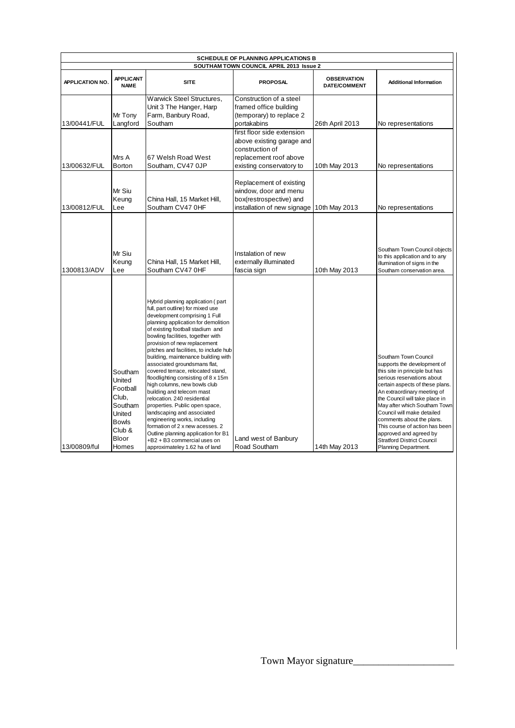| SCHEDULE OF PLANNING APPLICATIONS B | | | | | |
|---|---|---|---|---|---|
| SOUTHAM TOWN COUNCIL APRIL 2013 Issue 2 | | | | | |
| **APPLICATION NO.** | **APPLICANT NAME** | **SITE** | **PROPOSAL** | **OBSERVATION DATE/COMMENT** | **Additional Information** |
| 13/00441/FUL | Mr Tony Langford | Warwick Steel Structures, Unit 3 The Hanger, Harp Farm, Banbury Road, Southam | Construction of a steel framed office building (temporary) to replace 2 portakabins | 26th April 2013 | No representations |
| 13/00632/FUL | Mrs A Borton | 67 Welsh Road West Southam, CV47 0JP | first floor side extension above existing garage and construction of replacement roof above existing conservatory to | 10th May 2013 | No representations |
| 13/00812/FUL | Mr Siu Keung Lee | China Hall, 15 Market Hill, Southam CV47 0HF | Replacement of existing window, door and menu box(restrospective) and installation of new signage | 10th May 2013 | No representations |
| 1300813/ADV | Mr Siu Keung Lee | China Hall, 15 Market Hill, Southam CV47 0HF | Instalation of new externally illuminated fascia sign | 10th May 2013 | Southam Town Council objects to this application and to any illumination of signs in the Southam conservation area. |
| 13/00809/ful | Southam United Football Club, Southam United Bowls Club & Bloor Homes | Hybrid planning application ( part full, part outline) for mixed use development comprising 1 Full planning application for demolition of existing football stadium and bowling facilities, together with provision of new replacement pitches and facilities, to include hub building, maintenance building with associated groundsmans flat, covered terrace, relocated stand, floodlighting consisting of 8 x 15m high columns, new bowls club building and telecom mast relocation. 240 residential properties. Public open space, landscaping and associated engineering works, including formation of 2 x new acesses. 2 Outline planning application for B1 +B2 + B3 commercial uses on approximateley 1.62 ha of land | Land west of Banbury Road Southam | 14th May 2013 | Southam Town Council supports the development of this site in principle but has serious reservations about certain aspects of these plans. An extraordinary meeting of the Council will take place in May after which Southam Town Council will make detailed comments about the plans. This course of action has been approved and agreed by Stratford District Council Planning Department. |

Town Mayor signature___________________